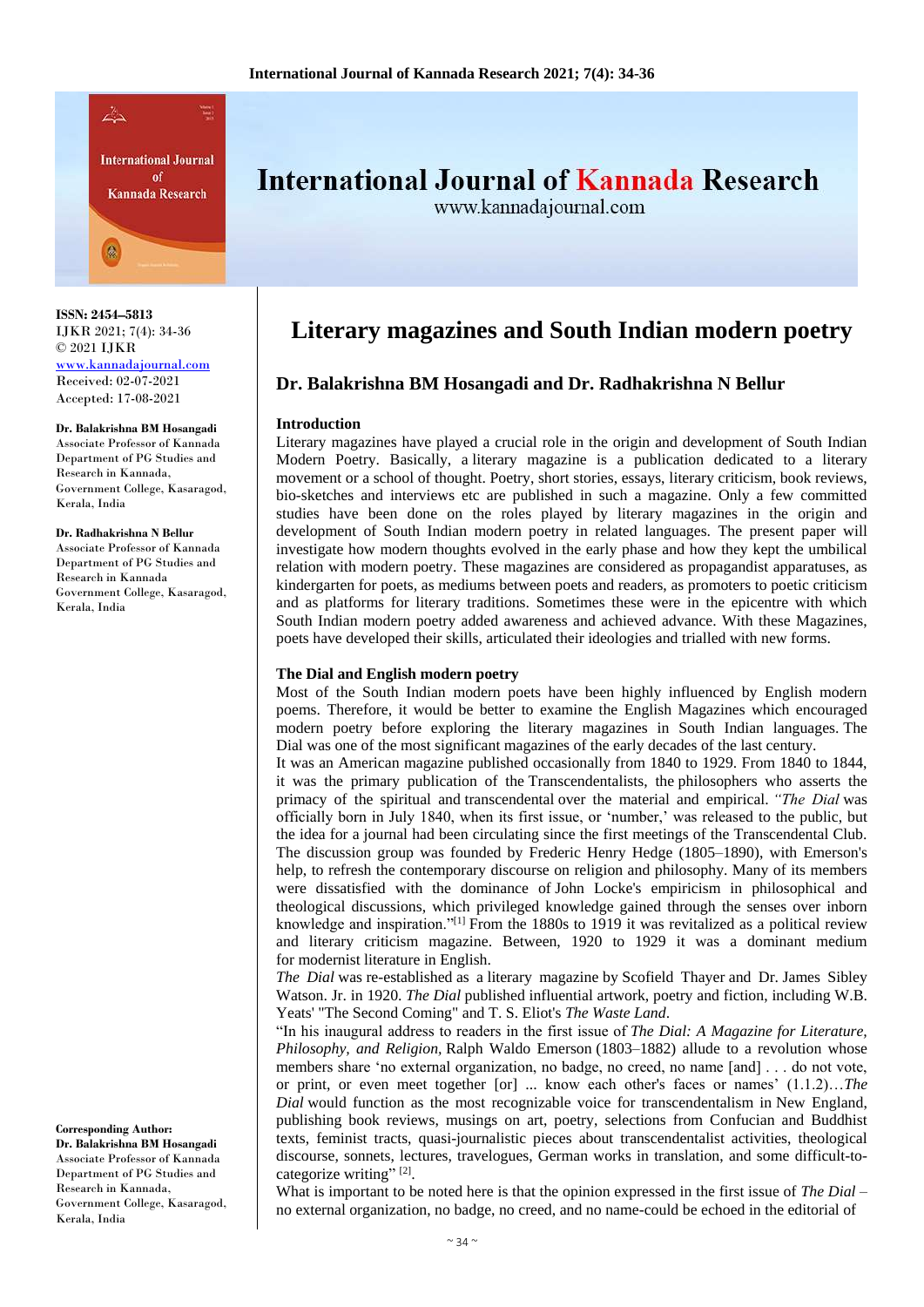ISSN: 2454–5813
IJKR 2021; 7(4): 34-36
© 2021 IJKR
www.kannadajournal.com
Received: 02-07-2021
Accepted: 17-08-2021

**Dr. Balakrishna BM Hosangadi**
Associate Professor of Kannada Department of PG Studies and Research in Kannada, Government College, Kasaragod, Kerala, India

**Dr. Radhakrishna N Bellur**
Associate Professor of Kannada Department of PG Studies and Research in Kannada Government College, Kasaragod, Kerala, India

**Corresponding Author:**
**Dr. Balakrishna BM Hosangadi**
Associate Professor of Kannada Department of PG Studies and Research in Kannada, Government College, Kasaragod, Kerala, India

# Literary magazines and South Indian modern poetry

## Dr. Balakrishna BM Hosangadi and Dr. Radhakrishna N Bellur

### Introduction

Literary magazines have played a crucial role in the origin and development of South Indian Modern Poetry. Basically, a literary magazine is a publication dedicated to a literary movement or a school of thought. Poetry, short stories, essays, literary criticism, book reviews, bio-sketches and interviews etc are published in such a magazine. Only a few committed studies have been done on the roles played by literary magazines in the origin and development of South Indian modern poetry in related languages. The present paper will investigate how modern thoughts evolved in the early phase and how they kept the umbilical relation with modern poetry. These magazines are considered as propagandist apparatuses, as kindergarten for poets, as mediums between poets and readers, as promoters to poetic criticism and as platforms for literary traditions. Sometimes these were in the epicentre with which South Indian modern poetry added awareness and achieved advance. With these Magazines, poets have developed their skills, articulated their ideologies and trialled with new forms.

### The Dial and English modern poetry

Most of the South Indian modern poets have been highly influenced by English modern poems. Therefore, it would be better to examine the English Magazines which encouraged modern poetry before exploring the literary magazines in South Indian languages. The Dial was one of the most significant magazines of the early decades of the last century.

It was an American magazine published occasionally from 1840 to 1929. From 1840 to 1844, it was the primary publication of the Transcendentalists, the philosophers who asserts the primacy of the spiritual and transcendental over the material and empirical. *"The Dial* was officially born in July 1840, when its first issue, or 'number,' was released to the public, but the idea for a journal had been circulating since the first meetings of the Transcendental Club. The discussion group was founded by Frederic Henry Hedge (1805–1890), with Emerson's help, to refresh the contemporary discourse on religion and philosophy. Many of its members were dissatisfied with the dominance of John Locke's empiricism in philosophical and theological discussions, which privileged knowledge gained through the senses over inborn knowledge and inspiration."[1] From the 1880s to 1919 it was revitalized as a political review and literary criticism magazine. Between, 1920 to 1929 it was a dominant medium for modernist literature in English.

*The Dial* was re-established as a literary magazine by Scofield Thayer and Dr. James Sibley Watson. Jr. in 1920. *The Dial* published influential artwork, poetry and fiction, including W.B. Yeats' "The Second Coming" and T. S. Eliot's *The Waste Land*.

"In his inaugural address to readers in the first issue of *The Dial: A Magazine for Literature, Philosophy, and Religion,* Ralph Waldo Emerson (1803–1882) allude to a revolution whose members share 'no external organization, no badge, no creed, no name [and] . . . do not vote, or print, or even meet together [or] ... know each other's faces or names' (1.1.2)…*The Dial* would function as the most recognizable voice for transcendentalism in New England, publishing book reviews, musings on art, poetry, selections from Confucian and Buddhist texts, feminist tracts, quasi-journalistic pieces about transcendentalist activities, theological discourse, sonnets, lectures, travelogues, German works in translation, and some difficult-to-categorize writing" [2].

What is important to be noted here is that the opinion expressed in the first issue of *The Dial* – no external organization, no badge, no creed, and no name-could be echoed in the editorial of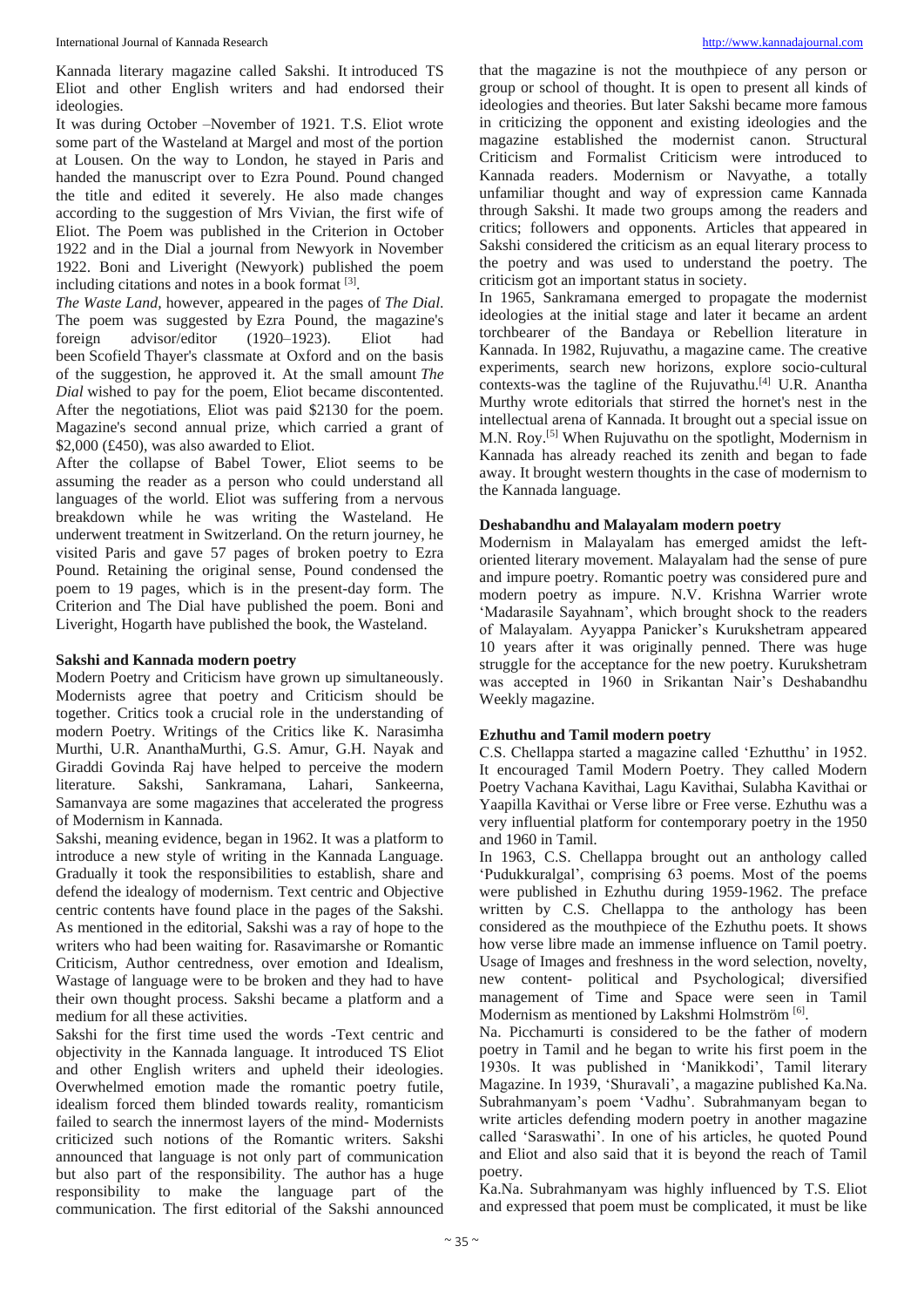Kannada literary magazine called Sakshi. It introduced TS Eliot and other English writers and had endorsed their ideologies.

It was during October –November of 1921. T.S. Eliot wrote some part of the Wasteland at Margel and most of the portion at Lousen. On the way to London, he stayed in Paris and handed the manuscript over to Ezra Pound. Pound changed the title and edited it severely. He also made changes according to the suggestion of Mrs Vivian, the first wife of Eliot. The Poem was published in the Criterion in October 1922 and in the Dial a journal from Newyork in November 1922. Boni and Liveright (Newyork) published the poem including citations and notes in a book format [3].

*The Waste Land*, however, appeared in the pages of *The Dial*. The poem was suggested by Ezra Pound, the magazine's foreign advisor/editor (1920–1923). Eliot had been Scofield Thayer's classmate at Oxford and on the basis of the suggestion, he approved it. At the small amount *The Dial* wished to pay for the poem, Eliot became discontented. After the negotiations, Eliot was paid $2130 for the poem. Magazine's second annual prize, which carried a grant of $2,000 (£450), was also awarded to Eliot.

After the collapse of Babel Tower, Eliot seems to be assuming the reader as a person who could understand all languages of the world. Eliot was suffering from a nervous breakdown while he was writing the Wasteland. He underwent treatment in Switzerland. On the return journey, he visited Paris and gave 57 pages of broken poetry to Ezra Pound. Retaining the original sense, Pound condensed the poem to 19 pages, which is in the present-day form. The Criterion and The Dial have published the poem. Boni and Liveright, Hogarth have published the book, the Wasteland.

**Sakshi and Kannada modern poetry**

Modern Poetry and Criticism have grown up simultaneously. Modernists agree that poetry and Criticism should be together. Critics took a crucial role in the understanding of modern Poetry. Writings of the Critics like K. Narasimha Murthi, U.R. AnanthaMurthi, G.S. Amur, G.H. Nayak and Giraddi Govinda Raj have helped to perceive the modern literature. Sakshi, Sankramana, Lahari, Sankeerna, Samanvaya are some magazines that accelerated the progress of Modernism in Kannada.

Sakshi, meaning evidence, began in 1962. It was a platform to introduce a new style of writing in the Kannada Language. Gradually it took the responsibilities to establish, share and defend the idealogy of modernism. Text centric and Objective centric contents have found place in the pages of the Sakshi. As mentioned in the editorial, Sakshi was a ray of hope to the writers who had been waiting for. Rasavimarshe or Romantic Criticism, Author centredness, over emotion and Idealism, Wastage of language were to be broken and they had to have their own thought process. Sakshi became a platform and a medium for all these activities.

Sakshi for the first time used the words -Text centric and objectivity in the Kannada language. It introduced TS Eliot and other English writers and upheld their ideologies. Overwhelmed emotion made the romantic poetry futile, idealism forced them blinded towards reality, romanticism failed to search the innermost layers of the mind- Modernists criticized such notions of the Romantic writers. Sakshi announced that language is not only part of communication but also part of the responsibility. The author has a huge responsibility to make the language part of the communication. The first editorial of the Sakshi announced that the magazine is not the mouthpiece of any person or group or school of thought. It is open to present all kinds of ideologies and theories. But later Sakshi became more famous in criticizing the opponent and existing ideologies and the magazine established the modernist canon. Structural Criticism and Formalist Criticism were introduced to Kannada readers. Modernism or Navyathe, a totally unfamiliar thought and way of expression came Kannada through Sakshi. It made two groups among the readers and critics; followers and opponents. Articles that appeared in Sakshi considered the criticism as an equal literary process to the poetry and was used to understand the poetry. The criticism got an important status in society.

In 1965, Sankramana emerged to propagate the modernist ideologies at the initial stage and later it became an ardent torchbearer of the Bandaya or Rebellion literature in Kannada. In 1982, Rujuvathu, a magazine came. The creative experiments, search new horizons, explore socio-cultural contexts-was the tagline of the Rujuvathu.[4] U.R. Anantha Murthy wrote editorials that stirred the hornet's nest in the intellectual arena of Kannada. It brought out a special issue on M.N. Roy.[5] When Rujuvathu on the spotlight, Modernism in Kannada has already reached its zenith and began to fade away. It brought western thoughts in the case of modernism to the Kannada language.

**Deshabandhu and Malayalam modern poetry**

Modernism in Malayalam has emerged amidst the left-oriented literary movement. Malayalam had the sense of pure and impure poetry. Romantic poetry was considered pure and modern poetry as impure. N.V. Krishna Warrier wrote 'Madarasile Sayahnam', which brought shock to the readers of Malayalam. Ayyappa Panicker's Kurukshetram appeared 10 years after it was originally penned. There was huge struggle for the acceptance for the new poetry. Kurukshetram was accepted in 1960 in Srikantan Nair's Deshabandhu Weekly magazine.

**Ezhuthu and Tamil modern poetry**

C.S. Chellappa started a magazine called 'Ezhutthu' in 1952. It encouraged Tamil Modern Poetry. They called Modern Poetry Vachana Kavithai, Lagu Kavithai, Sulabha Kavithai or Yaapilla Kavithai or Verse libre or Free verse. Ezhuthu was a very influential platform for contemporary poetry in the 1950 and 1960 in Tamil.

In 1963, C.S. Chellappa brought out an anthology called 'Pudukkuralgal', comprising 63 poems. Most of the poems were published in Ezhuthu during 1959-1962. The preface written by C.S. Chellappa to the anthology has been considered as the mouthpiece of the Ezhuthu poets. It shows how verse libre made an immense influence on Tamil poetry. Usage of Images and freshness in the word selection, novelty, new content- political and Psychological; diversified management of Time and Space were seen in Tamil Modernism as mentioned by Lakshmi Holmström [6].

Na. Picchamurti is considered to be the father of modern poetry in Tamil and he began to write his first poem in the 1930s. It was published in 'Manikkodi', Tamil literary Magazine. In 1939, 'Shuravali', a magazine published Ka.Na. Subrahmanyam's poem 'Vadhu'. Subrahmanyam began to write articles defending modern poetry in another magazine called 'Saraswathi'. In one of his articles, he quoted Pound and Eliot and also said that it is beyond the reach of Tamil poetry.

Ka.Na. Subrahmanyam was highly influenced by T.S. Eliot and expressed that poem must be complicated, it must be like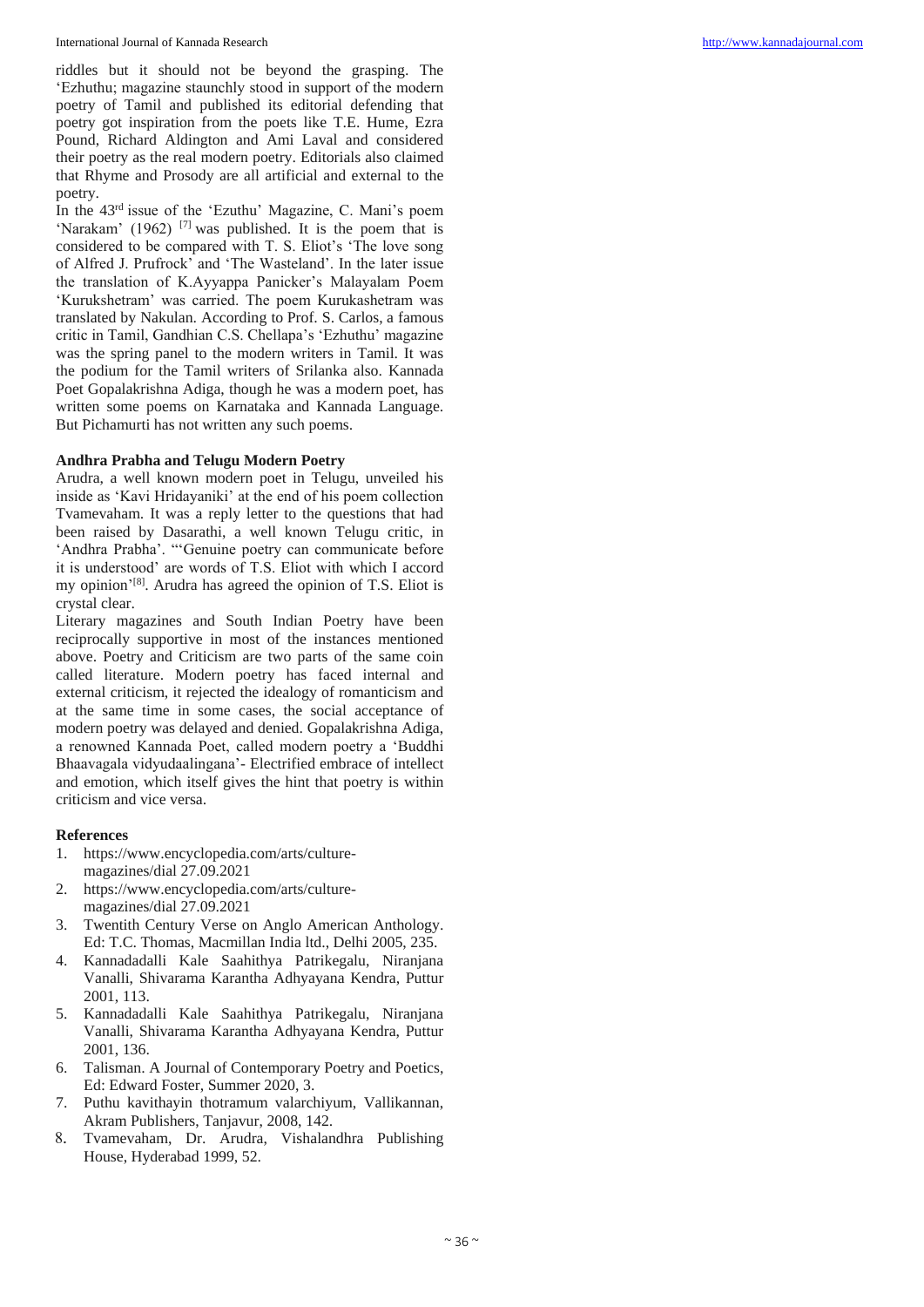riddles but it should not be beyond the grasping. The 'Ezhuthu; magazine staunchly stood in support of the modern poetry of Tamil and published its editorial defending that poetry got inspiration from the poets like T.E. Hume, Ezra Pound, Richard Aldington and Ami Laval and considered their poetry as the real modern poetry. Editorials also claimed that Rhyme and Prosody are all artificial and external to the poetry.

In the 43rd issue of the 'Ezuthu' Magazine, C. Mani's poem 'Narakam' (1962) [7] was published. It is the poem that is considered to be compared with T. S. Eliot's 'The love song of Alfred J. Prufrock' and 'The Wasteland'. In the later issue the translation of K.Ayyappa Panicker's Malayalam Poem 'Kurukshetram' was carried. The poem Kurukashetram was translated by Nakulan. According to Prof. S. Carlos, a famous critic in Tamil, Gandhian C.S. Chellapa's 'Ezhuthu' magazine was the spring panel to the modern writers in Tamil. It was the podium for the Tamil writers of Srilanka also. Kannada Poet Gopalakrishna Adiga, though he was a modern poet, has written some poems on Karnataka and Kannada Language. But Pichamurti has not written any such poems.

### Andhra Prabha and Telugu Modern Poetry

Arudra, a well known modern poet in Telugu, unveiled his inside as 'Kavi Hridayaniki' at the end of his poem collection Tvamevaham. It was a reply letter to the questions that had been raised by Dasarathi, a well known Telugu critic, in 'Andhra Prabha'. "'Genuine poetry can communicate before it is understood' are words of T.S. Eliot with which I accord my opinion'[8]. Arudra has agreed the opinion of T.S. Eliot is crystal clear.

Literary magazines and South Indian Poetry have been reciprocally supportive in most of the instances mentioned above. Poetry and Criticism are two parts of the same coin called literature. Modern poetry has faced internal and external criticism, it rejected the idealogy of romanticism and at the same time in some cases, the social acceptance of modern poetry was delayed and denied. Gopalakrishna Adiga, a renowned Kannada Poet, called modern poetry a 'Buddhi Bhaavagala vidyudaalingana'- Electrified embrace of intellect and emotion, which itself gives the hint that poetry is within criticism and vice versa.

### References

1. https://www.encyclopedia.com/arts/culture-magazines/dial 27.09.2021
2. https://www.encyclopedia.com/arts/culture-magazines/dial 27.09.2021
3. Twentith Century Verse on Anglo American Anthology. Ed: T.C. Thomas, Macmillan India ltd., Delhi 2005, 235.
4. Kannadadalli Kale Saahithya Patrikegalu, Niranjana Vanalli, Shivarama Karantha Adhyayana Kendra, Puttur 2001, 113.
5. Kannadadalli Kale Saahithya Patrikegalu, Niranjana Vanalli, Shivarama Karantha Adhyayana Kendra, Puttur 2001, 136.
6. Talisman. A Journal of Contemporary Poetry and Poetics, Ed: Edward Foster, Summer 2020, 3.
7. Puthu kavithayin thotramum valarchiyum, Vallikannan, Akram Publishers, Tanjavur, 2008, 142.
8. Tvamevaham, Dr. Arudra, Vishalandhra Publishing House, Hyderabad 1999, 52.